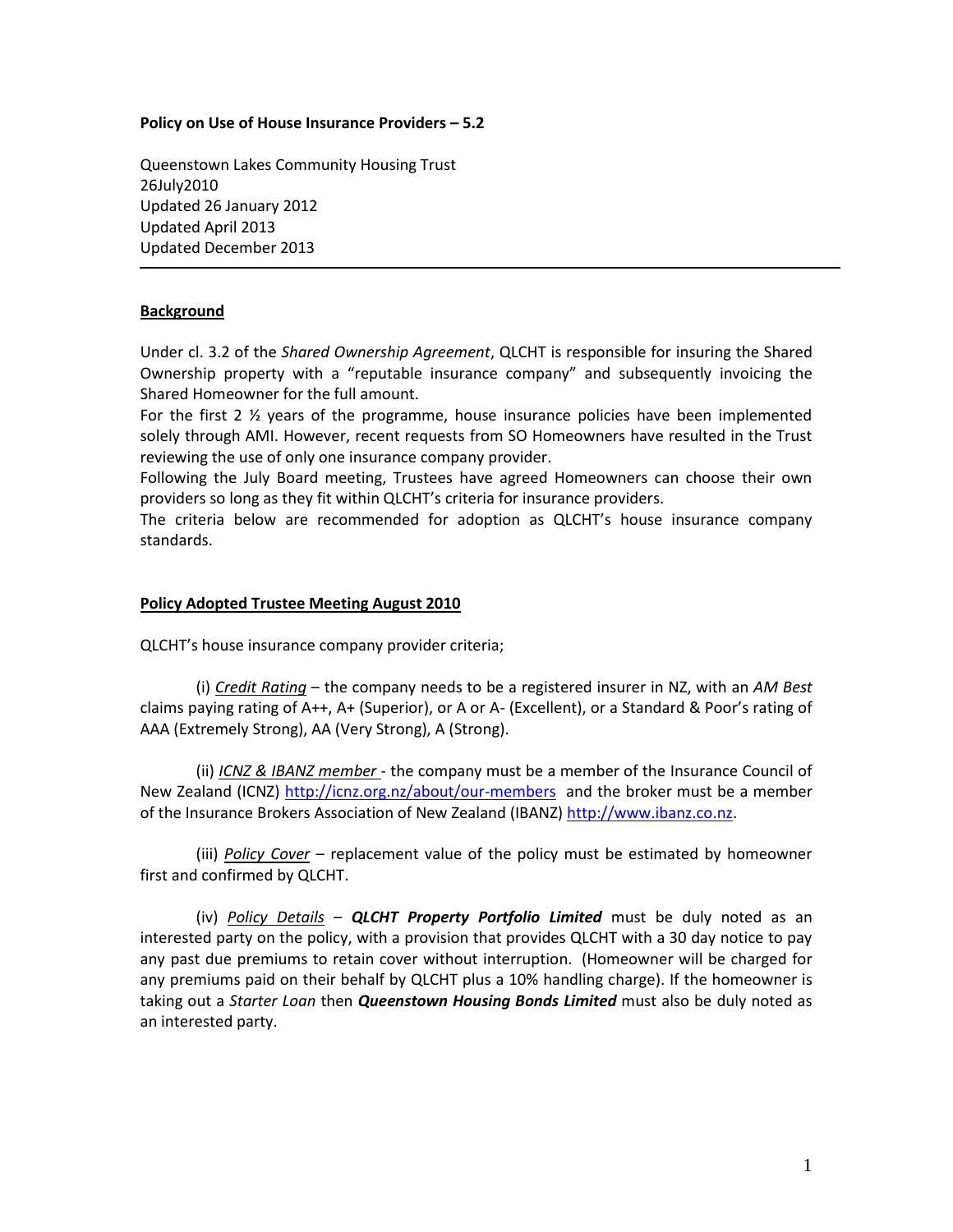**Policy on Use of House Insurance Providers – 5.2**

Queenstown Lakes Community Housing Trust
26July2010
Updated 26 January 2012
Updated April 2013
Updated December 2013

---

**Background**

Under cl. 3.2 of the *Shared Ownership Agreement*, QLCHT is responsible for insuring the Shared Ownership property with a "reputable insurance company" and subsequently invoicing the Shared Homeowner for the full amount.

For the first 2 ½ years of the programme, house insurance policies have been implemented solely through AMI. However, recent requests from SO Homeowners have resulted in the Trust reviewing the use of only one insurance company provider.

Following the July Board meeting, Trustees have agreed Homeowners can choose their own providers so long as they fit within QLCHT's criteria for insurance providers.

The criteria below are recommended for adoption as QLCHT's house insurance company standards.

**Policy Adopted Trustee Meeting August 2010**

QLCHT's house insurance company provider criteria;

(i) *Credit Rating* – the company needs to be a registered insurer in NZ, with an *AM Best* claims paying rating of A++, A+ (Superior), or A or A- (Excellent), or a Standard & Poor's rating of AAA (Extremely Strong), AA (Very Strong), A (Strong).

(ii) *ICNZ & IBANZ member* - the company must be a member of the Insurance Council of New Zealand (ICNZ) http://icnz.org.nz/about/our-members and the broker must be a member of the Insurance Brokers Association of New Zealand (IBANZ) http://www.ibanz.co.nz.

(iii) *Policy Cover* – replacement value of the policy must be estimated by homeowner first and confirmed by QLCHT.

(iv) *Policy Details* – ***QLCHT Property Portfolio Limited*** must be duly noted as an interested party on the policy, with a provision that provides QLCHT with a 30 day notice to pay any past due premiums to retain cover without interruption. (Homeowner will be charged for any premiums paid on their behalf by QLCHT plus a 10% handling charge). If the homeowner is taking out a *Starter Loan* then ***Queenstown Housing Bonds Limited*** must also be duly noted as an interested party.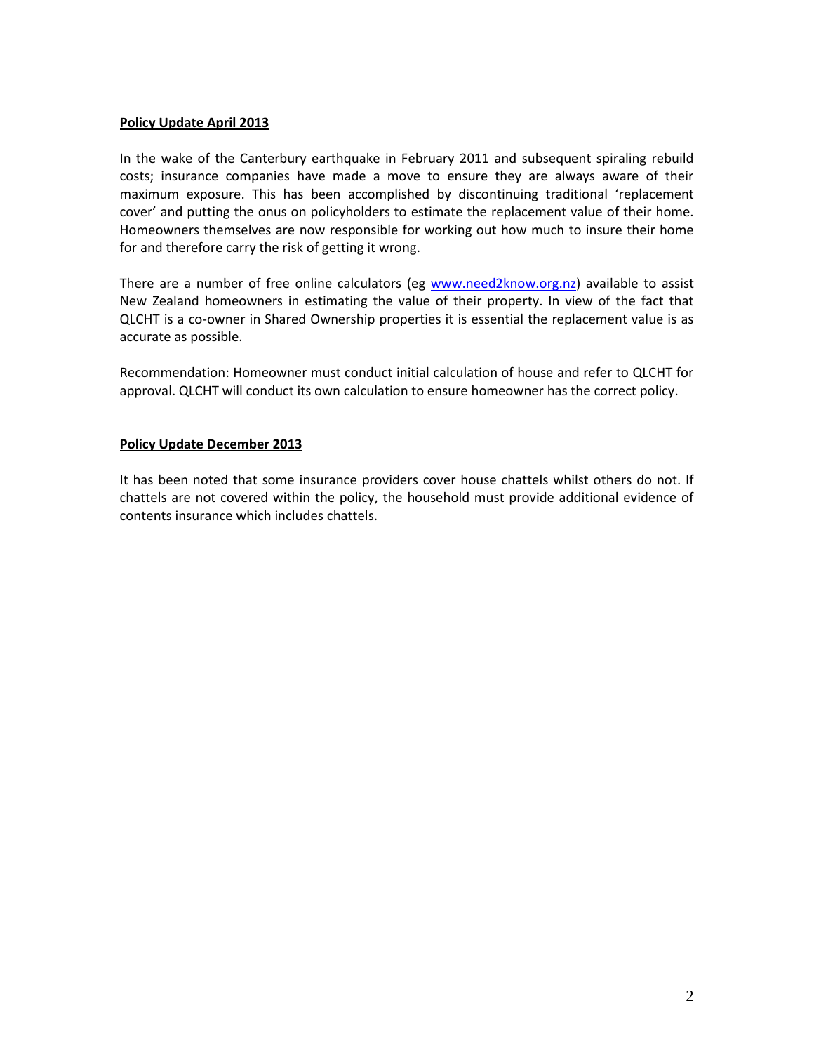**Policy Update April 2013**

In the wake of the Canterbury earthquake in February 2011 and subsequent spiraling rebuild costs; insurance companies have made a move to ensure they are always aware of their maximum exposure. This has been accomplished by discontinuing traditional 'replacement cover' and putting the onus on policyholders to estimate the replacement value of their home. Homeowners themselves are now responsible for working out how much to insure their home for and therefore carry the risk of getting it wrong.

There are a number of free online calculators (eg [www.need2know.org.nz](http://www.need2know.org.nz)) available to assist New Zealand homeowners in estimating the value of their property. In view of the fact that QLCHT is a co-owner in Shared Ownership properties it is essential the replacement value is as accurate as possible.

Recommendation: Homeowner must conduct initial calculation of house and refer to QLCHT for approval. QLCHT will conduct its own calculation to ensure homeowner has the correct policy.

**Policy Update December 2013**

It has been noted that some insurance providers cover house chattels whilst others do not. If chattels are not covered within the policy, the household must provide additional evidence of contents insurance which includes chattels.